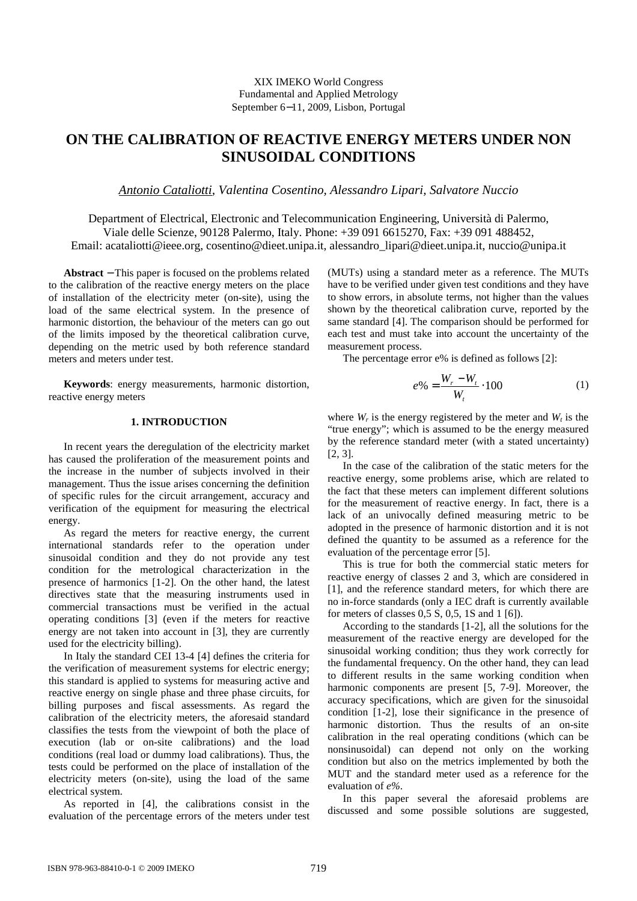XIX IMEKO World Congress
Fundamental and Applied Metrology
September 6−11, 2009, Lisbon, Portugal

# ON THE CALIBRATION OF REACTIVE ENERGY METERS UNDER NON SINUSOIDAL CONDITIONS

*Antonio Cataliotti, Valentina Cosentino, Alessandro Lipari, Salvatore Nuccio*

Department of Electrical, Electronic and Telecommunication Engineering, Università di Palermo, Viale delle Scienze, 90128 Palermo, Italy. Phone: +39 091 6615270, Fax: +39 091 488452, Email: acataliotti@ieee.org, cosentino@dieet.unipa.it, alessandro_lipari@dieet.unipa.it, nuccio@unipa.it

**Abstract** − This paper is focused on the problems related to the calibration of the reactive energy meters on the place of installation of the electricity meter (on-site), using the load of the same electrical system. In the presence of harmonic distortion, the behaviour of the meters can go out of the limits imposed by the theoretical calibration curve, depending on the metric used by both reference standard meters and meters under test.

**Keywords**: energy measurements, harmonic distortion, reactive energy meters

## 1. INTRODUCTION

In recent years the deregulation of the electricity market has caused the proliferation of the measurement points and the increase in the number of subjects involved in their management. Thus the issue arises concerning the definition of specific rules for the circuit arrangement, accuracy and verification of the equipment for measuring the electrical energy.

As regard the meters for reactive energy, the current international standards refer to the operation under sinusoidal condition and they do not provide any test condition for the metrological characterization in the presence of harmonics [1-2]. On the other hand, the latest directives state that the measuring instruments used in commercial transactions must be verified in the actual operating conditions [3] (even if the meters for reactive energy are not taken into account in [3], they are currently used for the electricity billing).

In Italy the standard CEI 13-4 [4] defines the criteria for the verification of measurement systems for electric energy; this standard is applied to systems for measuring active and reactive energy on single phase and three phase circuits, for billing purposes and fiscal assessments. As regard the calibration of the electricity meters, the aforesaid standard classifies the tests from the viewpoint of both the place of execution (lab or on-site calibrations) and the load conditions (real load or dummy load calibrations). Thus, the tests could be performed on the place of installation of the electricity meters (on-site), using the load of the same electrical system.

As reported in [4], the calibrations consist in the evaluation of the percentage errors of the meters under test (MUTs) using a standard meter as a reference. The MUTs have to be verified under given test conditions and they have to show errors, in absolute terms, not higher than the values shown by the theoretical calibration curve, reported by the same standard [4]. The comparison should be performed for each test and must take into account the uncertainty of the measurement process.

The percentage error e% is defined as follows [2]:

$$e\% = \frac{W_r - W_t}{W_t} \cdot 100 \tag{1}$$

where $W_r$ is the energy registered by the meter and $W_t$ is the "true energy"; which is assumed to be the energy measured by the reference standard meter (with a stated uncertainty) [2, 3].

In the case of the calibration of the static meters for the reactive energy, some problems arise, which are related to the fact that these meters can implement different solutions for the measurement of reactive energy. In fact, there is a lack of an univocally defined measuring metric to be adopted in the presence of harmonic distortion and it is not defined the quantity to be assumed as a reference for the evaluation of the percentage error [5].

This is true for both the commercial static meters for reactive energy of classes 2 and 3, which are considered in [1], and the reference standard meters, for which there are no in-force standards (only a IEC draft is currently available for meters of classes 0,5 S, 0,5, 1S and 1 [6]).

According to the standards [1-2], all the solutions for the measurement of the reactive energy are developed for the sinusoidal working condition; thus they work correctly for the fundamental frequency. On the other hand, they can lead to different results in the same working condition when harmonic components are present [5, 7-9]. Moreover, the accuracy specifications, which are given for the sinusoidal condition [1-2], lose their significance in the presence of harmonic distortion. Thus the results of an on-site calibration in the real operating conditions (which can be nonsinusoidal) can depend not only on the working condition but also on the metrics implemented by both the MUT and the standard meter used as a reference for the evaluation of *e%*.

In this paper several the aforesaid problems are discussed and some possible solutions are suggested,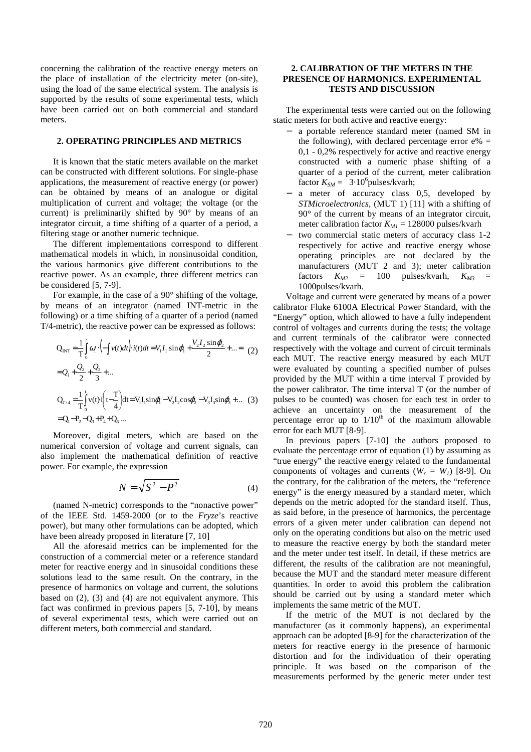concerning the calibration of the reactive energy meters on the place of installation of the electricity meter (on-site), using the load of the same electrical system. The analysis is supported by the results of some experimental tests, which have been carried out on both commercial and standard meters.

## 2. OPERATING PRINCIPLES AND METRICS

It is known that the static meters available on the market can be constructed with different solutions. For single-phase applications, the measurement of reactive energy (or power) can be obtained by means of an analogue or digital multiplication of current and voltage; the voltage (or the current) is preliminarily shifted by 90° by means of an integrator circuit, a time shifting of a quarter of a period, a filtering stage or another numeric technique.

The different implementations correspond to different mathematical models in which, in nonsinusoidal condition, the various harmonics give different contributions to the reactive power. As an example, three different metrics can be considered [5, 7-9].

For example, in the case of a 90° shifting of the voltage, by means of an integrator (named INT-metric in the following) or a time shifting of a quarter of a period (named T/4-metric), the reactive power can be expressed as follows:

$$\mathrm{Q}_{\mathrm{INT}} = \frac{1}{\mathrm{T}}\int_0^t \omega_1 \cdot \left(-\int v(t)dt\right) \cdot i(t)dt = V_1 I_1 \sin\varphi_1 + \frac{V_2 I_2 \sin\varphi_2}{2} + \ldots = Q_1 + \frac{Q_2}{2} + \frac{Q_3}{3} + \ldots \quad (2)$$

$$\mathrm{Q}_{T/4} = \frac{1}{\mathrm{T}}\int_0^t \mathrm{v}(t) \cdot \mathrm{i}\left(t - \frac{\mathrm{T}}{4}\right)dt = \mathrm{V}_1\mathrm{I}_1\sin\varphi_1 - \mathrm{V}_2\mathrm{I}_2\cos\varphi_2 - \mathrm{V}_3\mathrm{I}_3\sin\varphi_3 + \ldots = \mathrm{Q}_1 - \mathrm{P}_2 - \mathrm{Q}_3 + \mathrm{P}_4 + \mathrm{Q}_5 \ldots \quad (3)$$

Moreover, digital meters, which are based on the numerical conversion of voltage and current signals, can also implement the mathematical definition of reactive power. For example, the expression

$$N = \sqrt{S^2 - P^2} \quad (4)$$

(named N-metric) corresponds to the "nonactive power" of the IEEE Std. 1459-2000 (or to the *Fryze*'s reactive power), but many other formulations can be adopted, which have been already proposed in literature [7, 10]

All the aforesaid metrics can be implemented for the construction of a commercial meter or a reference standard meter for reactive energy and in sinusoidal conditions these solutions lead to the same result. On the contrary, in the presence of harmonics on voltage and current, the solutions based on (2), (3) and (4) are not equivalent anymore. This fact was confirmed in previous papers [5, 7-10], by means of several experimental tests, which were carried out on different meters, both commercial and standard.

## 2. CALIBRATION OF THE METERS IN THE PRESENCE OF HARMONICS. EXPERIMENTAL TESTS AND DISCUSSION

The experimental tests were carried out on the following static meters for both active and reactive energy:

- a portable reference standard meter (named SM in the following), with declared percentage error e% = 0,1 - 0,2% respectively for active and reactive energy constructed with a numeric phase shifting of a quarter of a period of the current, meter calibration factor $K_{SM}$ = $3{\cdot}10^6$pulses/kvarh;
- a meter of accuracy class 0,5, developed by *STMicroelectronics*, (MUT 1) [11] with a shifting of 90° of the current by means of an integrator circuit, meter calibration factor $K_{M1}$ = 128000 pulses/kvarh
- two commercial static meters of accuracy class 1-2 respectively for active and reactive energy whose operating principles are not declared by the manufacturers (MUT 2 and 3); meter calibration factors $K_{M2}$ = 100 pulses/kvarh, $K_{M3}$ = 1000pulses/kvarh.

Voltage and current were generated by means of a power calibrator Fluke 6100A Electrical Power Standard, with the "Energy" option, which allowed to have a fully independent control of voltages and currents during the tests; the voltage and current terminals of the calibrator were connected respectively with the voltage and current of circuit terminals each MUT. The reactive energy measured by each MUT were evaluated by counting a specified number of pulses provided by the MUT within a time interval *T* provided by the power calibrator. The time interval T (or the number of pulses to be counted) was chosen for each test in order to achieve an uncertainty on the measurement of the percentage error up to $1/10^{th}$ of the maximum allowable error for each MUT [8-9].

In previous papers [7-10] the authors proposed to evaluate the percentage error of equation (1) by assuming as "true energy" the reactive energy related to the fundamental components of voltages and currents ($W_r$ = $W_1$) [8-9]. On the contrary, for the calibration of the meters, the "reference energy" is the energy measured by a standard meter, which depends on the metric adopted for the standard itself. Thus, as said before, in the presence of harmonics, the percentage errors of a given meter under calibration can depend not only on the operating conditions but also on the metric used to measure the reactive energy by both the standard meter and the meter under test itself. In detail, if these metrics are different, the results of the calibration are not meaningful, because the MUT and the standard meter measure different quantities. In order to avoid this problem the calibration should be carried out by using a standard meter which implements the same metric of the MUT.

If the metric of the MUT is not declared by the manufacturer (as it commonly happens), an experimental approach can be adopted [8-9] for the characterization of the meters for reactive energy in the presence of harmonic distortion and for the individuation of their operating principle. It was based on the comparison of the measurements performed by the generic meter under test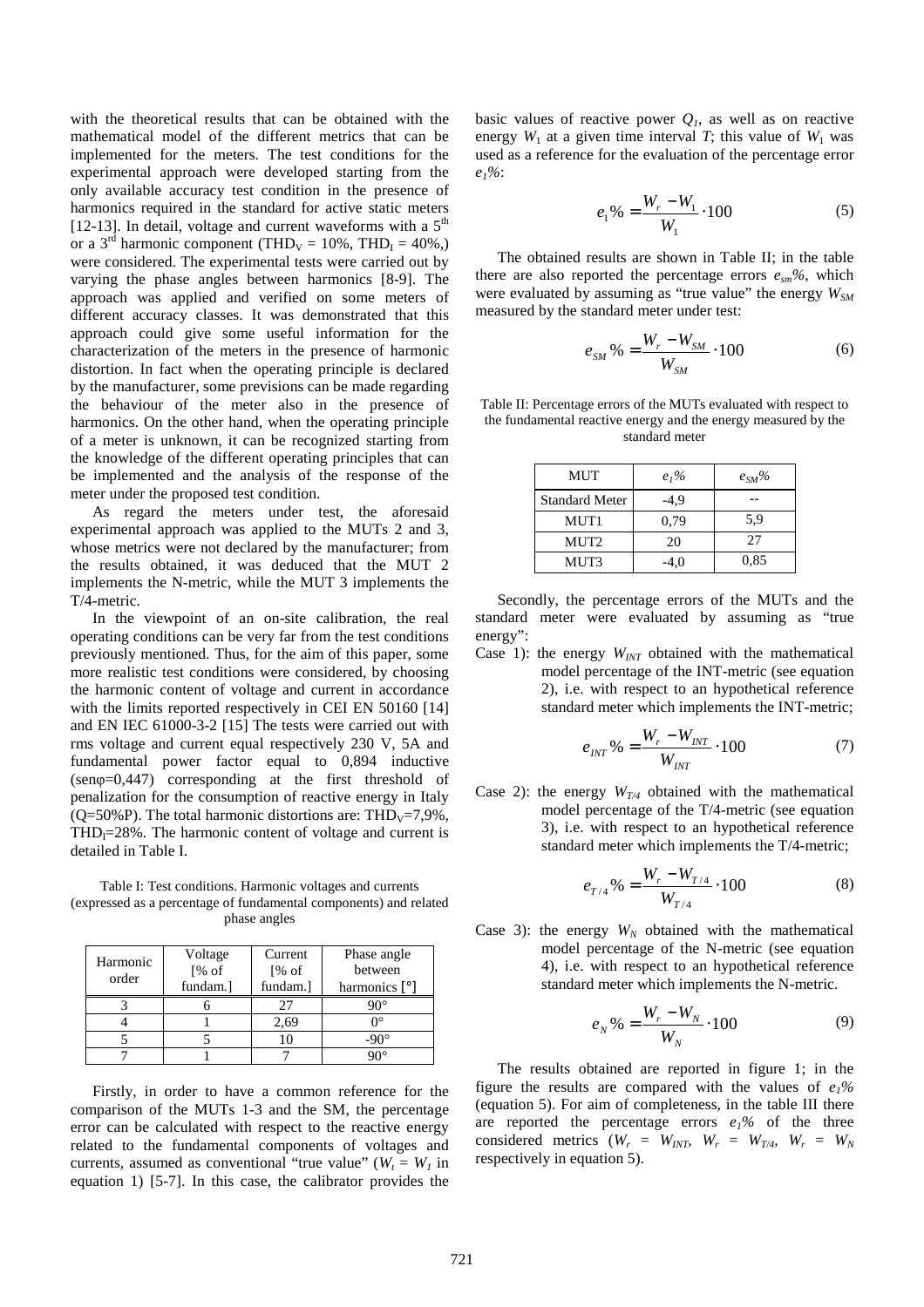with the theoretical results that can be obtained with the mathematical model of the different metrics that can be implemented for the meters. The test conditions for the experimental approach were developed starting from the only available accuracy test condition in the presence of harmonics required in the standard for active static meters [12-13]. In detail, voltage and current waveforms with a 5th or a 3rd harmonic component ($THD_V$ = 10%, $THD_I$ = 40%,) were considered. The experimental tests were carried out by varying the phase angles between harmonics [8-9]. The approach was applied and verified on some meters of different accuracy classes. It was demonstrated that this approach could give some useful information for the characterization of the meters in the presence of harmonic distortion. In fact when the operating principle is declared by the manufacturer, some previsions can be made regarding the behaviour of the meter also in the presence of harmonics. On the other hand, when the operating principle of a meter is unknown, it can be recognized starting from the knowledge of the different operating principles that can be implemented and the analysis of the response of the meter under the proposed test condition.

As regard the meters under test, the aforesaid experimental approach was applied to the MUTs 2 and 3, whose metrics were not declared by the manufacturer; from the results obtained, it was deduced that the MUT 2 implements the N-metric, while the MUT 3 implements the T/4-metric.

In the viewpoint of an on-site calibration, the real operating conditions can be very far from the test conditions previously mentioned. Thus, for the aim of this paper, some more realistic test conditions were considered, by choosing the harmonic content of voltage and current in accordance with the limits reported respectively in CEI EN 50160 [14] and EN IEC 61000-3-2 [15] The tests were carried out with rms voltage and current equal respectively 230 V, 5A and fundamental power factor equal to 0,894 inductive (senφ=0,447) corresponding at the first threshold of penalization for the consumption of reactive energy in Italy (Q=50%P). The total harmonic distortions are: $THD_V$=7,9%, $THD_I$=28%. The harmonic content of voltage and current is detailed in Table I.

Table I: Test conditions. Harmonic voltages and currents (expressed as a percentage of fundamental components) and related phase angles

| Harmonic order | Voltage [% of fundam.] | Current [% of fundam.] | Phase angle between harmonics [°] |
|---|---|---|---|
| 3 | 6 | 27 | 90° |
| 4 | 1 | 2,69 | 0° |
| 5 | 5 | 10 | -90° |
| 7 | 1 | 7 | 90° |

Firstly, in order to have a common reference for the comparison of the MUTs 1-3 and the SM, the percentage error can be calculated with respect to the reactive energy related to the fundamental components of voltages and currents, assumed as conventional "true value" ($W_t = W_1$ in equation 1) [5-7]. In this case, the calibrator provides the basic values of reactive power $Q_1$, as well as on reactive energy $W_1$ at a given time interval $T$; this value of $W_1$ was used as a reference for the evaluation of the percentage error $e_1\%$:

$$e_1\% = \frac{W_r - W_1}{W_1} \cdot 100 \tag{5}$$

The obtained results are shown in Table II; in the table there are also reported the percentage errors $e_{sm}\%$, which were evaluated by assuming as "true value" the energy $W_{SM}$ measured by the standard meter under test:

$$e_{SM}\% = \frac{W_r - W_{SM}}{W_{SM}} \cdot 100 \tag{6}$$

Table II: Percentage errors of the MUTs evaluated with respect to the fundamental reactive energy and the energy measured by the standard meter

| MUT | $e_1\%$ | $e_{SM}\%$ |
|---|---|---|
| Standard Meter | -4,9 | -- |
| MUT1 | 0,79 | 5,9 |
| MUT2 | 20 | 27 |
| MUT3 | -4,0 | 0,85 |

Secondly, the percentage errors of the MUTs and the standard meter were evaluated by assuming as "true energy":

Case 1): the energy $W_{INT}$ obtained with the mathematical model percentage of the INT-metric (see equation 2), i.e. with respect to an hypothetical reference standard meter which implements the INT-metric;

$$e_{INT}\% = \frac{W_r - W_{INT}}{W_{INT}} \cdot 100 \tag{7}$$

Case 2): the energy $W_{T/4}$ obtained with the mathematical model percentage of the T/4-metric (see equation 3), i.e. with respect to an hypothetical reference standard meter which implements the T/4-metric;

$$e_{T/4}\% = \frac{W_r - W_{T/4}}{W_{T/4}} \cdot 100 \tag{8}$$

Case 3): the energy $W_N$ obtained with the mathematical model percentage of the N-metric (see equation 4), i.e. with respect to an hypothetical reference standard meter which implements the N-metric.

$$e_N\% = \frac{W_r - W_N}{W_N} \cdot 100 \tag{9}$$

The results obtained are reported in figure 1; in the figure the results are compared with the values of $e_1\%$ (equation 5). For aim of completeness, in the table III there are reported the percentage errors $e_1\%$ of the three considered metrics ($W_r = W_{INT}$, $W_r = W_{T/4}$, $W_r = W_N$ respectively in equation 5).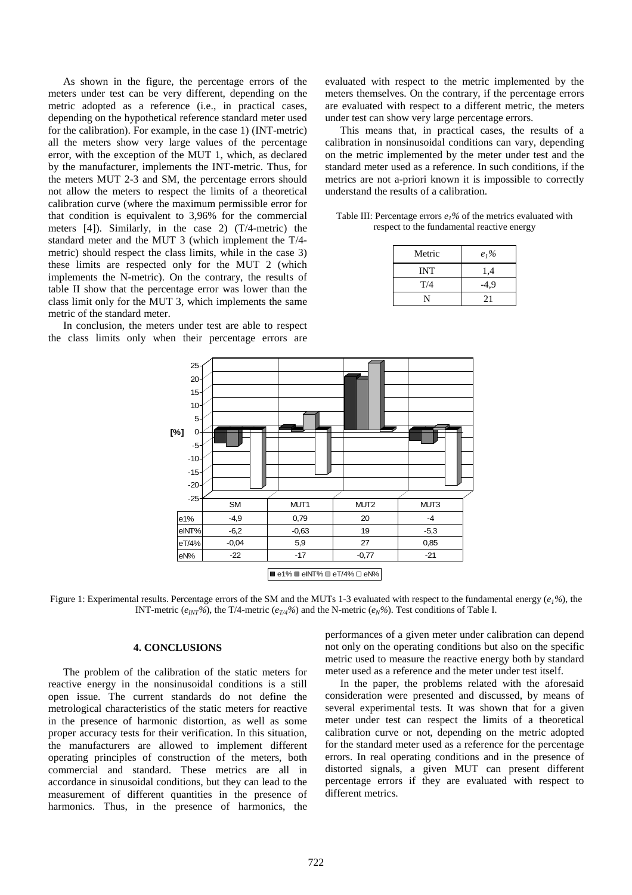As shown in the figure, the percentage errors of the meters under test can be very different, depending on the metric adopted as a reference (i.e., in practical cases, depending on the hypothetical reference standard meter used for the calibration). For example, in the case 1) (INT-metric) all the meters show very large values of the percentage error, with the exception of the MUT 1, which, as declared by the manufacturer, implements the INT-metric. Thus, for the meters MUT 2-3 and SM, the percentage errors should not allow the meters to respect the limits of a theoretical calibration curve (where the maximum permissible error for that condition is equivalent to 3,96% for the commercial meters [4]). Similarly, in the case 2) (T/4-metric) the standard meter and the MUT 3 (which implement the T/4-metric) should respect the class limits, while in the case 3) these limits are respected only for the MUT 2 (which implements the N-metric). On the contrary, the results of table II show that the percentage error was lower than the class limit only for the MUT 3, which implements the same metric of the standard meter.

In conclusion, the meters under test are able to respect the class limits only when their percentage errors are evaluated with respect to the metric implemented by the meters themselves. On the contrary, if the percentage errors are evaluated with respect to a different metric, the meters under test can show very large percentage errors.

This means that, in practical cases, the results of a calibration in nonsinusoidal conditions can vary, depending on the metric implemented by the meter under test and the standard meter used as a reference. In such conditions, if the metrics are not a-priori known it is impossible to correctly understand the results of a calibration.

Table III: Percentage errors $e_1\%$ of the metrics evaluated with respect to the fundamental reactive energy

| Metric | $e_1\%$ |
|---|---|
| INT | 1,4 |
| T/4 | -4,9 |
| N | 21 |

| | SM | MUT1 | MUT2 | MUT3 |
|---|---|---|---|---|
| e1% | -4,9 | 0,79 | 20 | -4 |
| eINT% | -6,2 | -0,63 | 19 | -5,3 |
| eT/4% | -0,04 | 5,9 | 27 | 0,85 |
| eN% | -22 | -17 | -0,77 | -21 |

Figure 1: Experimental results. Percentage errors of the SM and the MUTs 1-3 evaluated with respect to the fundamental energy ($e_1\%$), the INT-metric ($e_{INT}\%$), the T/4-metric ($e_{T/4}\%$) and the N-metric ($e_N\%$). Test conditions of Table I.

## 4. CONCLUSIONS

The problem of the calibration of the static meters for reactive energy in the nonsinusoidal conditions is a still open issue. The current standards do not define the metrological characteristics of the static meters for reactive in the presence of harmonic distortion, as well as some proper accuracy tests for their verification. In this situation, the manufacturers are allowed to implement different operating principles of construction of the meters, both commercial and standard. These metrics are all in accordance in sinusoidal conditions, but they can lead to the measurement of different quantities in the presence of harmonics. Thus, in the presence of harmonics, the performances of a given meter under calibration can depend not only on the operating conditions but also on the specific metric used to measure the reactive energy both by standard meter used as a reference and the meter under test itself.

In the paper, the problems related with the aforesaid consideration were presented and discussed, by means of several experimental tests. It was shown that for a given meter under test can respect the limits of a theoretical calibration curve or not, depending on the metric adopted for the standard meter used as a reference for the percentage errors. In real operating conditions and in the presence of distorted signals, a given MUT can present different percentage errors if they are evaluated with respect to different metrics.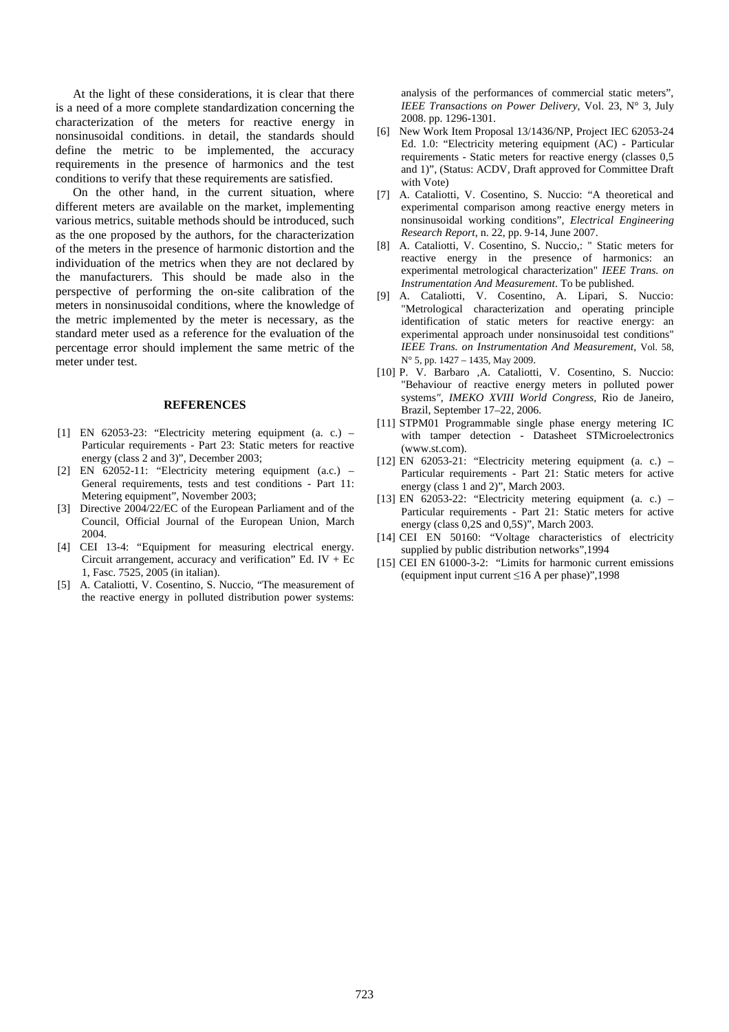At the light of these considerations, it is clear that there is a need of a more complete standardization concerning the characterization of the meters for reactive energy in nonsinusoidal conditions. in detail, the standards should define the metric to be implemented, the accuracy requirements in the presence of harmonics and the test conditions to verify that these requirements are satisfied.

On the other hand, in the current situation, where different meters are available on the market, implementing various metrics, suitable methods should be introduced, such as the one proposed by the authors, for the characterization of the meters in the presence of harmonic distortion and the individuation of the metrics when they are not declared by the manufacturers. This should be made also in the perspective of performing the on-site calibration of the meters in nonsinusoidal conditions, where the knowledge of the metric implemented by the meter is necessary, as the standard meter used as a reference for the evaluation of the percentage error should implement the same metric of the meter under test.

## REFERENCES

[1] EN 62053-23: "Electricity metering equipment (a. c.) – Particular requirements - Part 23: Static meters for reactive energy (class 2 and 3)", December 2003;

[2] EN 62052-11: "Electricity metering equipment (a.c.) – General requirements, tests and test conditions - Part 11: Metering equipment", November 2003;

[3] Directive 2004/22/EC of the European Parliament and of the Council, Official Journal of the European Union, March 2004.

[4] CEI 13-4: "Equipment for measuring electrical energy. Circuit arrangement, accuracy and verification" Ed. IV + Ec 1, Fasc. 7525, 2005 (in italian).

[5] A. Cataliotti, V. Cosentino, S. Nuccio, "The measurement of the reactive energy in polluted distribution power systems: analysis of the performances of commercial static meters", *IEEE Transactions on Power Delivery*, Vol. 23, N° 3, July 2008. pp. 1296-1301.

[6] New Work Item Proposal 13/1436/NP, Project IEC 62053-24 Ed. 1.0: "Electricity metering equipment (AC) - Particular requirements - Static meters for reactive energy (classes 0,5 and 1)", (Status: ACDV, Draft approved for Committee Draft with Vote)

[7] A. Cataliotti, V. Cosentino, S. Nuccio: "A theoretical and experimental comparison among reactive energy meters in nonsinusoidal working conditions", *Electrical Engineering Research Report*, n. 22, pp. 9-14, June 2007.

[8] A. Cataliotti, V. Cosentino, S. Nuccio,: " Static meters for reactive energy in the presence of harmonics: an experimental metrological characterization" *IEEE Trans. on Instrumentation And Measurement*. To be published.

[9] A. Cataliotti, V. Cosentino, A. Lipari, S. Nuccio: "Metrological characterization and operating principle identification of static meters for reactive energy: an experimental approach under nonsinusoidal test conditions" *IEEE Trans. on Instrumentation And Measurement*, Vol. 58, N° 5, pp. 1427 – 1435, May 2009.

[10] P. V. Barbaro ,A. Cataliotti, V. Cosentino, S. Nuccio: "Behaviour of reactive energy meters in polluted power systems*", IMEKO XVIII World Congress,* Rio de Janeiro, Brazil, September 17–22, 2006.

[11] STPM01 Programmable single phase energy metering IC with tamper detection - Datasheet STMicroelectronics (www.st.com).

[12] EN 62053-21: "Electricity metering equipment (a. c.) – Particular requirements - Part 21: Static meters for active energy (class 1 and 2)", March 2003.

[13] EN 62053-22: "Electricity metering equipment (a. c.) – Particular requirements - Part 21: Static meters for active energy (class 0,2S and 0,5S)", March 2003.

[14] CEI EN 50160: "Voltage characteristics of electricity supplied by public distribution networks",1994

[15] CEI EN 61000-3-2: "Limits for harmonic current emissions (equipment input current ≤16 A per phase)",1998